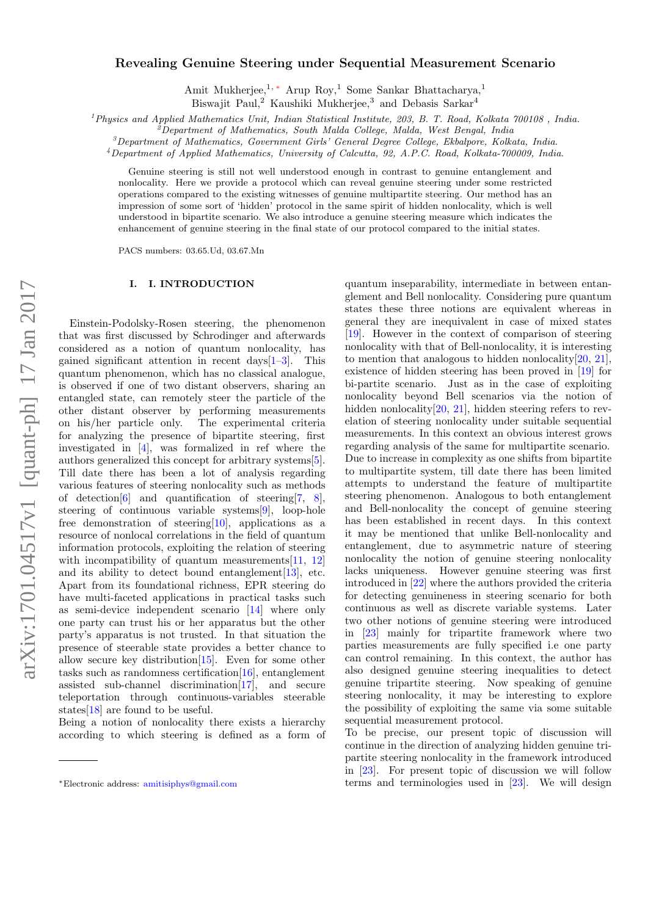# Revealing Genuine Steering under Sequential Measurement Scenario

Amit Mukherjee,[1,*] Arup Roy,[1] Some Sankar Bhattacharya,[1] Biswajit Paul,[2] Kaushiki Mukherjee,[3] and Debasis Sarkar[4]

[1]Physics and Applied Mathematics Unit, Indian Statistical Institute, 203, B. T. Road, Kolkata 700108 , India.
[2]Department of Mathematics, South Malda College, Malda, West Bengal, India
[3]Department of Mathematics, Government Girls' General Degree College, Ekbalpore, Kolkata, India.
[4]Department of Applied Mathematics, University of Calcutta, 92, A.P.C. Road, Kolkata-700009, India.

Genuine steering is still not well understood enough in contrast to genuine entanglement and nonlocality. Here we provide a protocol which can reveal genuine steering under some restricted operations compared to the existing witnesses of genuine multipartite steering. Our method has an impression of some sort of 'hidden' protocol in the same spirit of hidden nonlocality, which is well understood in bipartite scenario. We also introduce a genuine steering measure which indicates the enhancement of genuine steering in the final state of our protocol compared to the initial states.

PACS numbers: 03.65.Ud, 03.67.Mn

## I. I. INTRODUCTION

Einstein-Podolsky-Rosen steering, the phenomenon that was first discussed by Schrodinger and afterwards considered as a notion of quantum nonlocality, has gained significant attention in recent days[1–3]. This quantum phenomenon, which has no classical analogue, is observed if one of two distant observers, sharing an entangled state, can remotely steer the particle of the other distant observer by performing measurements on his/her particle only. The experimental criteria for analyzing the presence of bipartite steering, first investigated in [4], was formalized in ref where the authors generalized this concept for arbitrary systems[5]. Till date there has been a lot of analysis regarding various features of steering nonlocality such as methods of detection[6] and quantification of steering[7, 8], steering of continuous variable systems[9], loop-hole free demonstration of steering[10], applications as a resource of nonlocal correlations in the field of quantum information protocols, exploiting the relation of steering with incompatibility of quantum measurements[11, 12] and its ability to detect bound entanglement[13], etc. Apart from its foundational richness, EPR steering do have multi-faceted applications in practical tasks such as semi-device independent scenario [14] where only one party can trust his or her apparatus but the other party's apparatus is not trusted. In that situation the presence of steerable state provides a better chance to allow secure key distribution[15]. Even for some other tasks such as randomness certification[16], entanglement assisted sub-channel discrimination[17], and secure teleportation through continuous-variables steerable states[18] are found to be useful.

Being a notion of nonlocality there exists a hierarchy according to which steering is defined as a form of quantum inseparability, intermediate in between entanglement and Bell nonlocality. Considering pure quantum states these three notions are equivalent whereas in general they are inequivalent in case of mixed states [19]. However in the context of comparison of steering nonlocality with that of Bell-nonlocality, it is interesting to mention that analogous to hidden nonlocality[20, 21], existence of hidden steering has been proved in [19] for bi-partite scenario. Just as in the case of exploiting nonlocality beyond Bell scenarios via the notion of hidden nonlocality[20, 21], hidden steering refers to revelation of steering nonlocality under suitable sequential measurements. In this context an obvious interest grows regarding analysis of the same for multipartite scenario. Due to increase in complexity as one shifts from bipartite to multipartite system, till date there has been limited attempts to understand the feature of multipartite steering phenomenon. Analogous to both entanglement and Bell-nonlocality the concept of genuine steering has been established in recent days. In this context it may be mentioned that unlike Bell-nonlocality and entanglement, due to asymmetric nature of steering nonlocality the notion of genuine steering nonlocality lacks uniqueness. However genuine steering was first introduced in [22] where the authors provided the criteria for detecting genuineness in steering scenario for both continuous as well as discrete variable systems. Later two other notions of genuine steering were introduced in [23] mainly for tripartite framework where two parties measurements are fully specified i.e one party can control remaining. In this context, the author has also designed genuine steering inequalities to detect genuine tripartite steering. Now speaking of genuine steering nonlocality, it may be interesting to explore the possibility of exploiting the same via some suitable sequential measurement protocol.

To be precise, our present topic of discussion will continue in the direction of analyzing hidden genuine tripartite steering nonlocality in the framework introduced in [23]. For present topic of discussion we will follow terms and terminologies used in [23]. We will design

*Electronic address: amitisiphys@gmail.com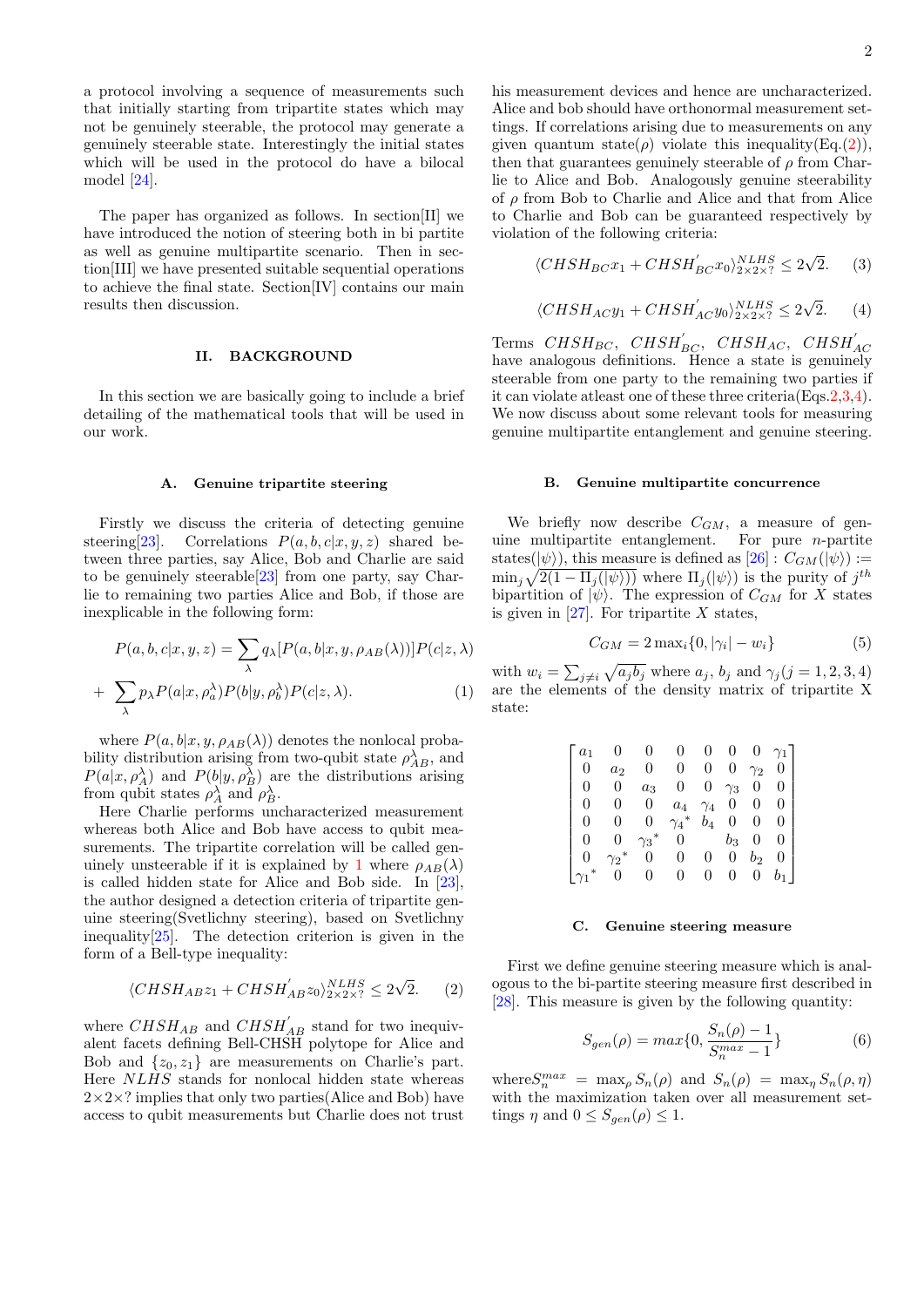a protocol involving a sequence of measurements such that initially starting from tripartite states which may not be genuinely steerable, the protocol may generate a genuinely steerable state. Interestingly the initial states which will be used in the protocol do have a bilocal model [24].

The paper has organized as follows. In section[II] we have introduced the notion of steering both in bi partite as well as genuine multipartite scenario. Then in section[III] we have presented suitable sequential operations to achieve the final state. Section[IV] contains our main results then discussion.

## II. BACKGROUND

In this section we are basically going to include a brief detailing of the mathematical tools that will be used in our work.

### A. Genuine tripartite steering

Firstly we discuss the criteria of detecting genuine steering[23]. Correlations $P(a, b, c|x, y, z)$ shared between three parties, say Alice, Bob and Charlie are said to be genuinely steerable[23] from one party, say Charlie to remaining two parties Alice and Bob, if those are inexplicable in the following form:

$$P(a, b, c|x, y, z) = \sum_{\lambda} q_{\lambda}[P(a, b|x, y, \rho_{AB}(\lambda))]P(c|z, \lambda)$$
$$+ \sum_{\lambda} p_{\lambda} P(a|x, \rho_a^{\lambda})P(b|y, \rho_b^{\lambda})P(c|z, \lambda). \quad (1)$$

where $P(a, b|x, y, \rho_{AB}(\lambda))$ denotes the nonlocal probability distribution arising from two-qubit state $\rho_{AB}^{\lambda}$, and $P(a|x, \rho_A^{\lambda})$ and $P(b|y, \rho_B^{\lambda})$ are the distributions arising from qubit states $\rho_A^{\lambda}$ and $\rho_B^{\lambda}$.

Here Charlie performs uncharacterized measurement whereas both Alice and Bob have access to qubit measurements. The tripartite correlation will be called genuinely unsteerable if it is explained by 1 where $\rho_{AB}(\lambda)$ is called hidden state for Alice and Bob side. In [23], the author designed a detection criteria of tripartite genuine steering(Svetlichny steering), based on Svetlichny inequality[25]. The detection criterion is given in the form of a Bell-type inequality:

$$\langle CHSH_{AB}z_1 + CHSH'_{AB}z_0\rangle^{NLHS}_{2\times2\times?} \leq 2\sqrt{2}. \quad (2)$$

where $CHSH_{AB}$ and $CHSH'_{AB}$ stand for two inequivalent facets defining Bell-CHSH polytope for Alice and Bob and $\{z_0, z_1\}$ are measurements on Charlie's part. Here $NLHS$ stands for nonlocal hidden state whereas $2\times2\times?$ implies that only two parties(Alice and Bob) have access to qubit measurements but Charlie does not trust his measurement devices and hence are uncharacterized. Alice and bob should have orthonormal measurement settings. If correlations arising due to measurements on any given quantum state($\rho$) violate this inequality(Eq.(2)), then that guarantees genuinely steerable of $\rho$ from Charlie to Alice and Bob. Analogously genuine steerability of $\rho$ from Bob to Charlie and Alice and that from Alice to Charlie and Bob can be guaranteed respectively by violation of the following criteria:

$$\langle CHSH_{BC}x_1 + CHSH'_{BC}x_0\rangle^{NLHS}_{2\times2\times?} \leq 2\sqrt{2}. \quad (3)$$

$$\langle CHSH_{AC}y_1 + CHSH'_{AC}y_0\rangle^{NLHS}_{2\times2\times?} \leq 2\sqrt{2}. \quad (4)$$

Terms $CHSH_{BC}$, $CHSH'_{BC}$, $CHSH_{AC}$, $CHSH'_{AC}$ have analogous definitions. Hence a state is genuinely steerable from one party to the remaining two parties if it can violate atleast one of these three criteria(Eqs.2,3,4). We now discuss about some relevant tools for measuring genuine multipartite entanglement and genuine steering.

### B. Genuine multipartite concurrence

We briefly now describe $C_{GM}$, a measure of genuine multipartite entanglement. For pure $n$-partite states($|\psi\rangle$), this measure is defined as [26] : $C_{GM}(|\psi\rangle) := \min_j \sqrt{2(1 - \Pi_j(|\psi\rangle))}$ where $\Pi_j(|\psi\rangle)$ is the purity of $j^{th}$ bipartition of $|\psi\rangle$. The expression of $C_{GM}$ for $X$ states is given in [27]. For tripartite $X$ states,

$$C_{GM} = 2\max_i\{0, |\gamma_i| - w_i\} \quad (5)$$

with $w_i = \sum_{j\neq i}\sqrt{a_j b_j}$ where $a_j$, $b_j$ and $\gamma_j (j = 1, 2, 3, 4)$ are the elements of the density matrix of tripartite X state:

$$\begin{bmatrix} a_1 & 0 & 0 & 0 & 0 & 0 & 0 & \gamma_1 \\ 0 & a_2 & 0 & 0 & 0 & 0 & \gamma_2 & 0 \\ 0 & 0 & a_3 & 0 & 0 & \gamma_3 & 0 & 0 \\ 0 & 0 & 0 & a_4 & \gamma_4 & 0 & 0 & 0 \\ 0 & 0 & 0 & {\gamma_4}^* & b_4 & 0 & 0 & 0 \\ 0 & 0 & {\gamma_3}^* & 0 & & b_3 & 0 & 0 \\ 0 & {\gamma_2}^* & 0 & 0 & 0 & 0 & b_2 & 0 \\ {\gamma_1}^* & 0 & 0 & 0 & 0 & 0 & 0 & b_1 \end{bmatrix}$$

### C. Genuine steering measure

First we define genuine steering measure which is analogous to the bi-partite steering measure first described in [28]. This measure is given by the following quantity:

$$S_{gen}(\rho) = max\{0, \frac{S_n(\rho) - 1}{S_n^{max} - 1}\} \quad (6)$$

where $S_n^{max} = \max_{\rho} S_n(\rho)$ and $S_n(\rho) = \max_{\eta} S_n(\rho, \eta)$ with the maximization taken over all measurement settings $\eta$ and $0 \leq S_{gen}(\rho) \leq 1$.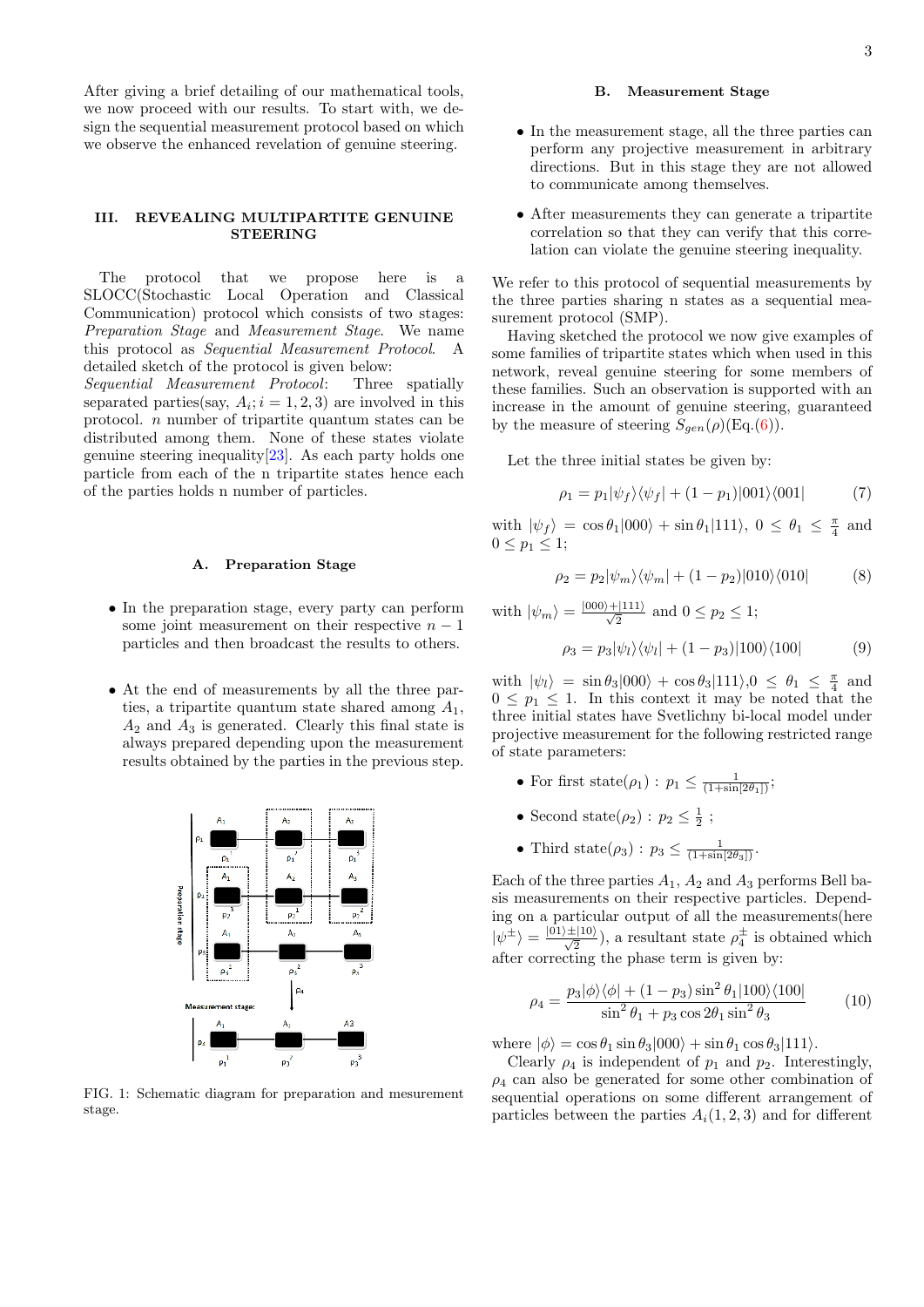After giving a brief detailing of our mathematical tools, we now proceed with our results. To start with, we design the sequential measurement protocol based on which we observe the enhanced revelation of genuine steering.

## III. REVEALING MULTIPARTITE GENUINE STEERING

The protocol that we propose here is a SLOCC(Stochastic Local Operation and Classical Communication) protocol which consists of two stages: *Preparation Stage* and *Measurement Stage*. We name this protocol as *Sequential Measurement Protocol*. A detailed sketch of the protocol is given below:

*Sequential Measurement Protocol*: Three spatially separated parties(say, $A_i; i = 1, 2, 3$) are involved in this protocol. $n$ number of tripartite quantum states can be distributed among them. None of these states violate genuine steering inequality[23]. As each party holds one particle from each of the n tripartite states hence each of the parties holds n number of particles.

### A. Preparation Stage

- In the preparation stage, every party can perform some joint measurement on their respective $n-1$ particles and then broadcast the results to others.
- At the end of measurements by all the three parties, a tripartite quantum state shared among $A_1$, $A_2$ and $A_3$ is generated. Clearly this final state is always prepared depending upon the measurement results obtained by the parties in the previous step.

FIG. 1: Schematic diagram for preparation and mesurement stage.

### B. Measurement Stage

- In the measurement stage, all the three parties can perform any projective measurement in arbitrary directions. But in this stage they are not allowed to communicate among themselves.
- After measurements they can generate a tripartite correlation so that they can verify that this correlation can violate the genuine steering inequality.

We refer to this protocol of sequential measurements by the three parties sharing n states as a sequential measurement protocol (SMP).

Having sketched the protocol we now give examples of some families of tripartite states which when used in this network, reveal genuine steering for some members of these families. Such an observation is supported with an increase in the amount of genuine steering, guaranteed by the measure of steering $S_{gen}(\rho)$(Eq.(6)).

Let the three initial states be given by:

$$\rho_1 = p_1|\psi_f\rangle\langle\psi_f| + (1-p_1)|001\rangle\langle 001| \tag{7}$$

with $|\psi_f\rangle = \cos\theta_1|000\rangle + \sin\theta_1|111\rangle$, $0 \leq \theta_1 \leq \frac{\pi}{4}$ and $0 \leq p_1 \leq 1$;

$$\rho_2 = p_2|\psi_m\rangle\langle\psi_m| + (1-p_2)|010\rangle\langle 010| \tag{8}$$

with $|\psi_m\rangle = \frac{|000\rangle+|111\rangle}{\sqrt{2}}$ and $0 \leq p_2 \leq 1$;

$$\rho_3 = p_3|\psi_l\rangle\langle\psi_l| + (1-p_3)|100\rangle\langle 100| \tag{9}$$

with $|\psi_l\rangle = \sin\theta_3|000\rangle + \cos\theta_3|111\rangle$,$0 \leq \theta_1 \leq \frac{\pi}{4}$ and $0 \leq p_1 \leq 1$. In this context it may be noted that the three initial states have Svetlichny bi-local model under projective measurement for the following restricted range of state parameters:

- For first state($\rho_1$) : $p_1 \leq \frac{1}{(1+\sin[2\theta_1])}$;
- Second state($\rho_2$) : $p_2 \leq \frac{1}{2}$ ;
- Third state($\rho_3$) : $p_3 \leq \frac{1}{(1+\sin[2\theta_3])}$.

Each of the three parties $A_1$, $A_2$ and $A_3$ performs Bell basis measurements on their respective particles. Depending on a particular output of all the measurements(here $|\psi^{\pm}\rangle = \frac{|01\rangle\pm|10\rangle}{\sqrt{2}}$), a resultant state $\rho_4^{\pm}$ is obtained which after correcting the phase term is given by:

$$\rho_4 = \frac{p_3|\phi\rangle\langle\phi| + (1-p_3)\sin^2\theta_1|100\rangle\langle 100|}{\sin^2\theta_1 + p_3\cos 2\theta_1\sin^2\theta_3} \tag{10}$$

where $|\phi\rangle = \cos\theta_1\sin\theta_3|000\rangle + \sin\theta_1\cos\theta_3|111\rangle$.

Clearly $\rho_4$ is independent of $p_1$ and $p_2$. Interestingly, $\rho_4$ can also be generated for some other combination of sequential operations on some different arrangement of particles between the parties $A_i(1, 2, 3)$ and for different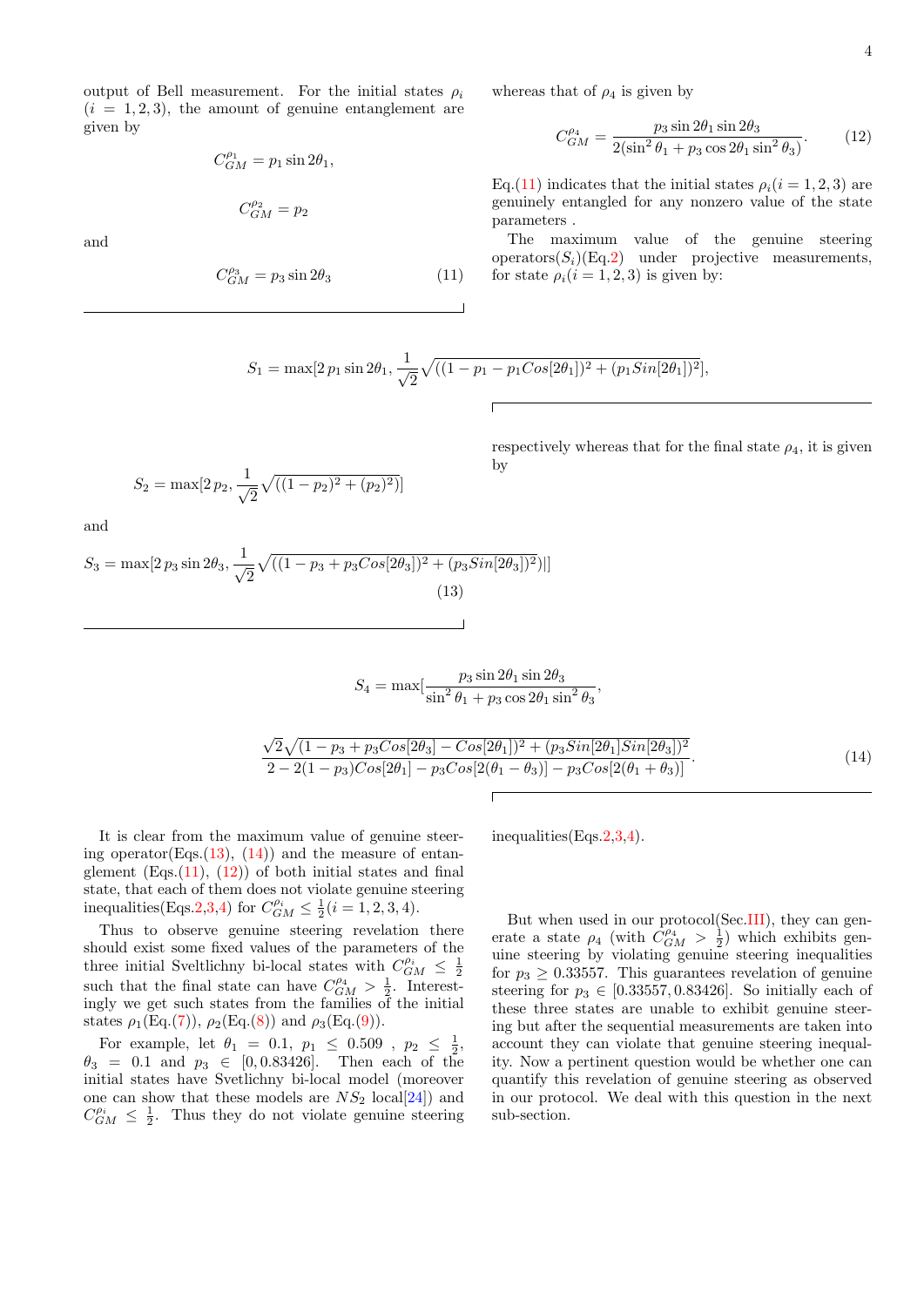output of Bell measurement. For the initial states $\rho_i$ ($i=1,2,3$), the amount of genuine entanglement are given by

$$C_{GM}^{\rho_1}=p_1\sin 2\theta_1,$$

$$C_{GM}^{\rho_2}=p_2$$

and

$$C_{GM}^{\rho_3}=p_3\sin 2\theta_3 \tag{11}$$

whereas that of $\rho_4$ is given by

$$C_{GM}^{\rho_4}=\frac{p_3\sin 2\theta_1\sin 2\theta_3}{2(\sin^2\theta_1+p_3\cos 2\theta_1\sin^2\theta_3)}. \tag{12}$$

Eq.(11) indicates that the initial states $\rho_i(i=1,2,3)$ are genuinely entangled for any nonzero value of the state parameters .

The maximum value of the genuine steering operators($S_i$)(Eq.2) under projective measurements, for state $\rho_i(i=1,2,3)$ is given by:

$$S_1=\max[2\,p_1\sin 2\theta_1,\frac{1}{\sqrt{2}}\sqrt{((1-p_1-p_1Cos[2\theta_1])^2+(p_1Sin[2\theta_1])^2}],$$

$$S_2=\max[2\,p_2,\frac{1}{\sqrt{2}}\sqrt{((1-p_2)^2+(p_2)^2)}]$$

and

$$S_3=\max[2\,p_3\sin 2\theta_3,\frac{1}{\sqrt{2}}\sqrt{((1-p_3+p_3Cos[2\theta_3])^2+(p_3Sin[2\theta_3])^2)}|] \tag{13}$$

respectively whereas that for the final state $\rho_4$, it is given by

$$S_4=\max[\frac{p_3\sin 2\theta_1\sin 2\theta_3}{\sin^2\theta_1+p_3\cos 2\theta_1\sin^2\theta_3},$$

$$\frac{\sqrt{2}\sqrt{(1-p_3+p_3Cos[2\theta_3]-Cos[2\theta_1])^2+(p_3Sin[2\theta_1]Sin[2\theta_3])^2}}{2-2(1-p_3)Cos[2\theta_1]-p_3Cos[2(\theta_1-\theta_3)]-p_3Cos[2(\theta_1+\theta_3)]}. \tag{14}$$

It is clear from the maximum value of genuine steering operator(Eqs.(13), (14)) and the measure of entanglement (Eqs.(11), (12)) of both initial states and final state, that each of them does not violate genuine steering inequalities(Eqs.2,3,4) for $C_{GM}^{\rho_i}\leq\frac{1}{2}(i=1,2,3,4)$.

Thus to observe genuine steering revelation there should exist some fixed values of the parameters of the three initial Sveltlichny bi-local states with $C_{GM}^{\rho_i}\leq\frac{1}{2}$ such that the final state can have $C_{GM}^{\rho_4}>\frac{1}{2}$. Interestingly we get such states from the families of the initial states $\rho_1$(Eq.(7)), $\rho_2$(Eq.(8)) and $\rho_3$(Eq.(9)).

For example, let $\theta_1=0.1$, $p_1\leq 0.509$ , $p_2\leq\frac{1}{2}$, $\theta_3=0.1$ and $p_3\in[0,0.83426]$. Then each of the initial states have Svetlichny bi-local model (moreover one can show that these models are $NS_2$ local[24]) and $C_{GM}^{\rho_i}\leq\frac{1}{2}$. Thus they do not violate genuine steering inequalities(Eqs.2,3,4).

But when used in our protocol(Sec.III), they can generate a state $\rho_4$ (with $C_{GM}^{\rho_4}>\frac{1}{2}$) which exhibits genuine steering by violating genuine steering inequalities for $p_3\geq 0.33557$. This guarantees revelation of genuine steering for $p_3\in[0.33557,0.83426]$. So initially each of these three states are unable to exhibit genuine steering but after the sequential measurements are taken into account they can violate that genuine steering inequality. Now a pertinent question would be whether one can quantify this revelation of genuine steering as observed in our protocol. We deal with this question in the next sub-section.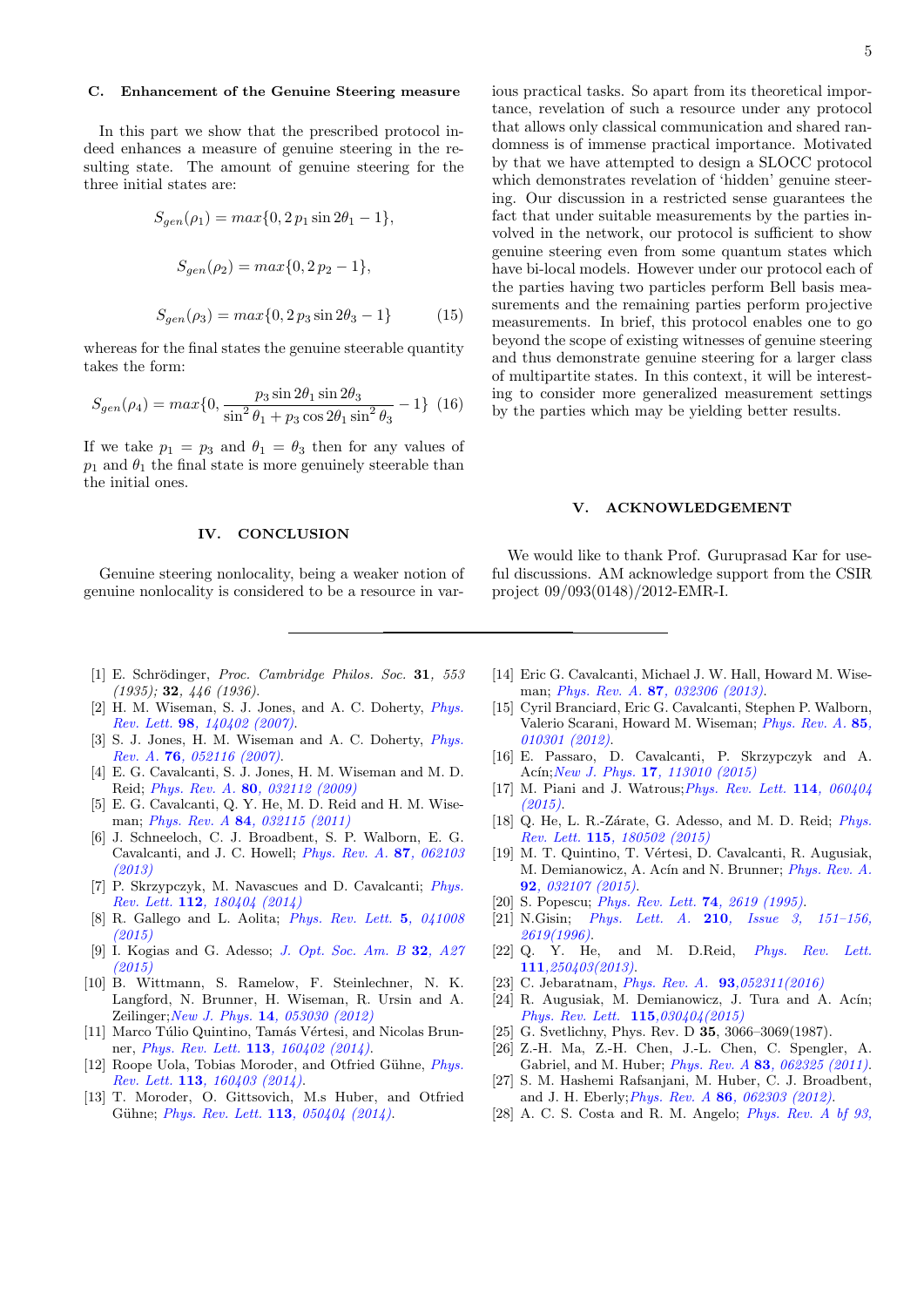### C. Enhancement of the Genuine Steering measure

In this part we show that the prescribed protocol indeed enhances a measure of genuine steering in the resulting state. The amount of genuine steering for the three initial states are:

$$S_{gen}(\rho_1) = max\{0, 2\,p_1 \sin 2\theta_1 - 1\},$$

$$S_{gen}(\rho_2) = max\{0, 2\,p_2 - 1\},$$

$$S_{gen}(\rho_3) = max\{0, 2\,p_3 \sin 2\theta_3 - 1\} \tag{15}$$

whereas for the final states the genuine steerable quantity takes the form:

$$S_{gen}(\rho_4) = max\{0, \frac{p_3 \sin 2\theta_1 \sin 2\theta_3}{\sin^2\theta_1 + p_3 \cos 2\theta_1 \sin^2\theta_3} - 1\} \tag{16}$$

If we take $p_1 = p_3$ and $\theta_1 = \theta_3$ then for any values of $p_1$ and $\theta_1$ the final state is more genuinely steerable than the initial ones.

## IV. CONCLUSION

Genuine steering nonlocality, being a weaker notion of genuine nonlocality is considered to be a resource in various practical tasks. So apart from its theoretical importance, revelation of such a resource under any protocol that allows only classical communication and shared randomness is of immense practical importance. Motivated by that we have attempted to design a SLOCC protocol which demonstrates revelation of 'hidden' genuine steering. Our discussion in a restricted sense guarantees the fact that under suitable measurements by the parties involved in the network, our protocol is sufficient to show genuine steering even from some quantum states which have bi-local models. However under our protocol each of the parties having two particles perform Bell basis measurements and the remaining parties perform projective measurements. In brief, this protocol enables one to go beyond the scope of existing witnesses of genuine steering and thus demonstrate genuine steering for a larger class of multipartite states. In this context, it will be interesting to consider more generalized measurement settings by the parties which may be yielding better results.

## V. ACKNOWLEDGEMENT

We would like to thank Prof. Guruprasad Kar for useful discussions. AM acknowledge support from the CSIR project 09/093(0148)/2012-EMR-I.

---

[1] E. Schrödinger, *Proc. Cambridge Philos. Soc.* **31**, *553 (1935);* **32**, *446 (1936)*.

[2] H. M. Wiseman, S. J. Jones, and A. C. Doherty, *Phys. Rev. Lett.* **98**, *140402 (2007)*.

[3] S. J. Jones, H. M. Wiseman and A. C. Doherty, *Phys. Rev. A.* **76**, *052116 (2007)*.

[4] E. G. Cavalcanti, S. J. Jones, H. M. Wiseman and M. D. Reid; *Phys. Rev. A.* **80**, *032112 (2009)*

[5] E. G. Cavalcanti, Q. Y. He, M. D. Reid and H. M. Wiseman; *Phys. Rev. A* **84**, *032115 (2011)*

[6] J. Schneeloch, C. J. Broadbent, S. P. Walborn, E. G. Cavalcanti, and J. C. Howell; *Phys. Rev. A.* **87**, *062103 (2013)*

[7] P. Skrzypczyk, M. Navascues and D. Cavalcanti; *Phys. Rev. Lett.* **112**, *180404 (2014)*

[8] R. Gallego and L. Aolita; *Phys. Rev. Lett.* **5**, *041008 (2015)*

[9] I. Kogias and G. Adesso; *J. Opt. Soc. Am. B* **32**, *A27 (2015)*

[10] B. Wittmann, S. Ramelow, F. Steinlechner, N. K. Langford, N. Brunner, H. Wiseman, R. Ursin and A. Zeilinger;*New J. Phys.* **14**, *053030 (2012)*

[11] Marco Túlio Quintino, Tamás Vértesi, and Nicolas Brunner, *Phys. Rev. Lett.* **113**, *160402 (2014)*.

[12] Roope Uola, Tobias Moroder, and Otfried Gühne, *Phys. Rev. Lett.* **113**, *160403 (2014)*.

[13] T. Moroder, O. Gittsovich, M.s Huber, and Otfried Gühne; *Phys. Rev. Lett.* **113**, *050404 (2014)*.

[14] Eric G. Cavalcanti, Michael J. W. Hall, Howard M. Wiseman; *Phys. Rev. A.* **87**, *032306 (2013)*.

[15] Cyril Branciard, Eric G. Cavalcanti, Stephen P. Walborn, Valerio Scarani, Howard M. Wiseman; *Phys. Rev. A.* **85**, *010301 (2012)*.

[16] E. Passaro, D. Cavalcanti, P. Skrzypczyk and A. Acín;*New J. Phys.* **17**, *113010 (2015)*

[17] M. Piani and J. Watrous;*Phys. Rev. Lett.* **114**, *060404 (2015)*.

[18] Q. He, L. R.-Zárate, G. Adesso, and M. D. Reid; *Phys. Rev. Lett.* **115**, *180502 (2015)*

[19] M. T. Quintino, T. Vértesi, D. Cavalcanti, R. Augusiak, M. Demianowicz, A. Acín and N. Brunner; *Phys. Rev. A.* **92**, *032107 (2015)*.

[20] S. Popescu; *Phys. Rev. Lett.* **74**, *2619 (1995)*.

[21] N.Gisin; *Phys. Lett. A.* **210**, *Issue 3, 151–156, 2619(1996)*.

[22] Q. Y. He, and M. D.Reid, *Phys. Rev. Lett.* **111**,*250403(2013)*.

[23] C. Jebaratnam, *Phys. Rev. A.* **93**,*052311(2016)*

[24] R. Augusiak, M. Demianowicz, J. Tura and A. Acín; *Phys. Rev. Lett.* **115**,*030404(2015)*

[25] G. Svetlichny, Phys. Rev. D **35**, 3066–3069(1987).

[26] Z.-H. Ma, Z.-H. Chen, J.-L. Chen, C. Spengler, A. Gabriel, and M. Huber; *Phys. Rev. A* **83**, *062325 (2011)*.

[27] S. M. Hashemi Rafsanjani, M. Huber, C. J. Broadbent, and J. H. Eberly;*Phys. Rev. A* **86**, *062303 (2012)*.

[28] A. C. S. Costa and R. M. Angelo; *Phys. Rev. A bf 93,*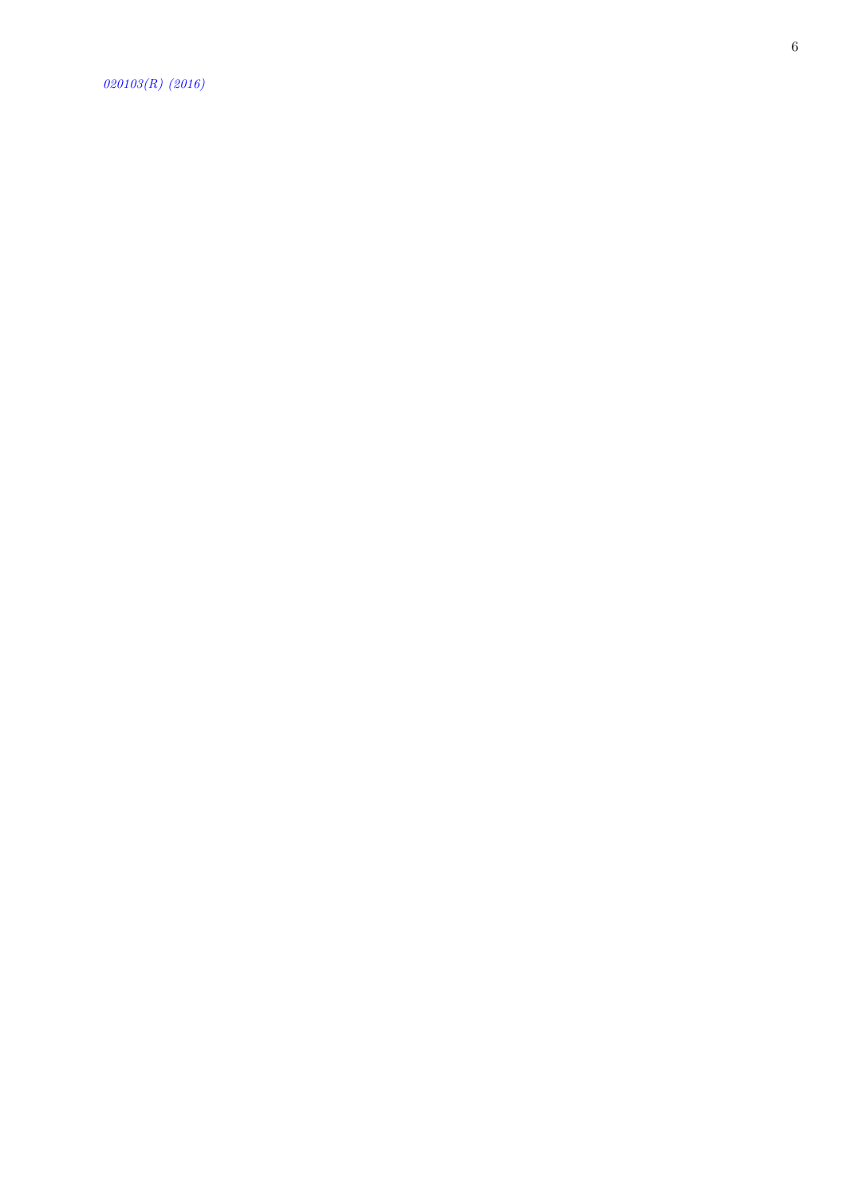*020103(R) (2016)*